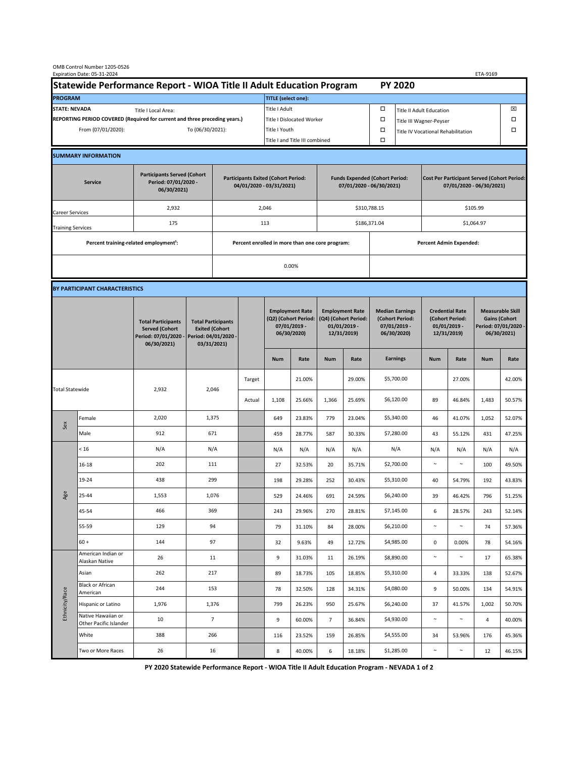OMB Control Number 1205-0526
Expiration Date: 05-31-2024

ETA-9169

# Statewide Performance Report - WIOA Title II Adult Education Program PY 2020

| PROGRAM | | TITLE (select one): | | | |
|---|---|---|---|---|---|
| STATE: NEVADA | Title I Local Area: | Title I Adult | ☐ | Title II Adult Education | ☒ |
| REPORTING PERIOD COVERED (Required for current and three preceding years.) | | Title I Dislocated Worker | ☐ | Title III Wagner-Peyser | ☐ |
| From (07/01/2020): | To (06/30/2021): | Title I Youth | ☐ | Title IV Vocational Rehabilitation | ☐ |
| | | Title I and Title III combined | ☐ | | |

## SUMMARY INFORMATION

| Service | Participants Served (Cohort Period: 07/01/2020 - 06/30/2021) | Participants Exited (Cohort Period: 04/01/2020 - 03/31/2021) | Funds Expended (Cohort Period: 07/01/2020 - 06/30/2021) | Cost Per Participant Served (Cohort Period: 07/01/2020 - 06/30/2021) |
|---|---|---|---|---|
| Career Services | 2,932 | 2,046 | $310,788.15 | $105.99 |
| Training Services | 175 | 113 | $186,371.04 | $1,064.97 |

| Percent training-related employment[1]: | Percent enrolled in more than one core program: | Percent Admin Expended: |
|---|---|---|
| | 0.00% | |

## BY PARTICIPANT CHARACTERISTICS

| | | Total Participants Served (Cohort Period: 07/01/2020 - 06/30/2021) | Total Participants Exited (Cohort Period: 04/01/2020 - 03/31/2021) | | Employment Rate (Q2) (Cohort Period: 07/01/2019 - 06/30/2020) | | Employment Rate (Q4) (Cohort Period: 01/01/2019 - 12/31/2019) | | Median Earnings (Cohort Period: 07/01/2019 - 06/30/2020) | Credential Rate (Cohort Period: 01/01/2019 - 12/31/2019) | | Measurable Skill Gains (Cohort Period: 07/01/2020 - 06/30/2021) | |
|---|---|---|---|---|---|---|---|---|---|---|---|---|---|
| | | | | | Num | Rate | Num | Rate | Earnings | Num | Rate | Num | Rate |
| Total Statewide | | 2,932 | 2,046 | Target | | 21.00% | | 29.00% | $5,700.00 | | 27.00% | | 42.00% |
| | | | | Actual | 1,108 | 25.66% | 1,366 | 25.69% | $6,120.00 | 89 | 46.84% | 1,483 | 50.57% |
| Sex | Female | 2,020 | 1,375 | | 649 | 23.83% | 779 | 23.04% | $5,340.00 | 46 | 41.07% | 1,052 | 52.07% |
| | Male | 912 | 671 | | 459 | 28.77% | 587 | 30.33% | $7,280.00 | 43 | 55.12% | 431 | 47.25% |
| Age | < 16 | N/A | N/A | | N/A | N/A | N/A | N/A | N/A | N/A | N/A | N/A | N/A |
| | 16-18 | 202 | 111 | | 27 | 32.53% | 20 | 35.71% | $2,700.00 | ~ | ~ | 100 | 49.50% |
| | 19-24 | 438 | 299 | | 198 | 29.28% | 252 | 30.43% | $5,310.00 | 40 | 54.79% | 192 | 43.83% |
| | 25-44 | 1,553 | 1,076 | | 529 | 24.46% | 691 | 24.59% | $6,240.00 | 39 | 46.42% | 796 | 51.25% |
| | 45-54 | 466 | 369 | | 243 | 29.96% | 270 | 28.81% | $7,145.00 | 6 | 28.57% | 243 | 52.14% |
| | 55-59 | 129 | 94 | | 79 | 31.10% | 84 | 28.00% | $6,210.00 | ~ | ~ | 74 | 57.36% |
| | 60 + | 144 | 97 | | 32 | 9.63% | 49 | 12.72% | $4,985.00 | 0 | 0.00% | 78 | 54.16% |
| Ethnicity/Race | American Indian or Alaskan Native | 26 | 11 | | 9 | 31.03% | 11 | 26.19% | $8,890.00 | ~ | ~ | 17 | 65.38% |
| | Asian | 262 | 217 | | 89 | 18.73% | 105 | 18.85% | $5,310.00 | 4 | 33.33% | 138 | 52.67% |
| | Black or African American | 244 | 153 | | 78 | 32.50% | 128 | 34.31% | $4,080.00 | 9 | 50.00% | 134 | 54.91% |
| | Hispanic or Latino | 1,976 | 1,376 | | 799 | 26.23% | 950 | 25.67% | $6,240.00 | 37 | 41.57% | 1,002 | 50.70% |
| | Native Hawaiian or Other Pacific Islander | 10 | 7 | | 9 | 60.00% | 7 | 36.84% | $4,930.00 | ~ | ~ | 4 | 40.00% |
| | White | 388 | 266 | | 116 | 23.52% | 159 | 26.85% | $4,555.00 | 34 | 53.96% | 176 | 45.36% |
| | Two or More Races | 26 | 16 | | 8 | 40.00% | 6 | 18.18% | $1,285.00 | ~ | ~ | 12 | 46.15% |

PY 2020 Statewide Performance Report - WIOA Title II Adult Education Program - NEVADA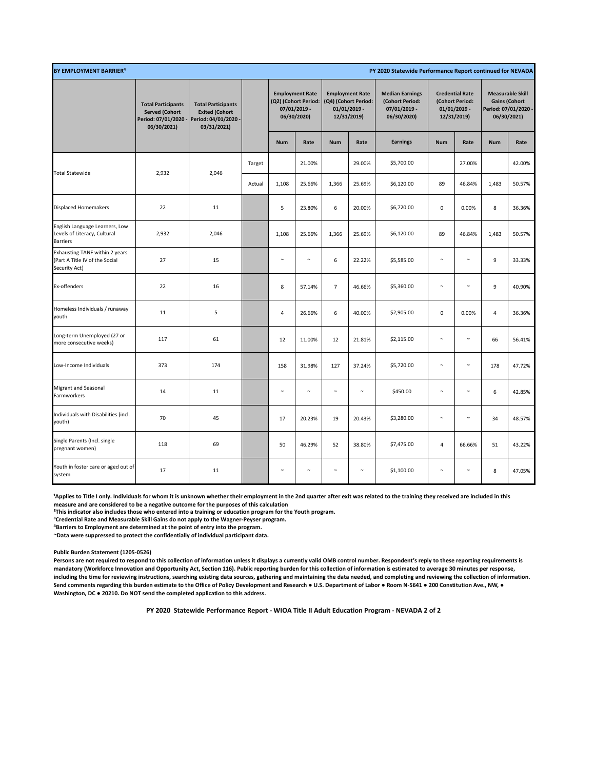| BY EMPLOYMENT BARRIER[4] | | | | | | | | | | | | |
|---|---|---|---|---|---|---|---|---|---|---|---|---|
| | Total Participants Served (Cohort Period: 07/01/2020 - 06/30/2021) | Total Participants Exited (Cohort Period: 04/01/2020 - 03/31/2021) | | Employment Rate (Q2) (Cohort Period: 07/01/2019 - 06/30/2020) | | Employment Rate (Q4) (Cohort Period: 01/01/2019 - 12/31/2019) | | Median Earnings (Cohort Period: 07/01/2019 - 06/30/2020) | Credential Rate (Cohort Period: 01/01/2019 - 12/31/2019) | | Measurable Skill Gains (Cohort Period: 07/01/2020 - 06/30/2021) | |
| | | | | Num | Rate | Num | Rate | Earnings | Num | Rate | Num | Rate |
| Total Statewide | 2,932 | 2,046 | Target | | 21.00% | | 29.00% | $5,700.00 | | 27.00% | | 42.00% |
| | | | Actual | 1,108 | 25.66% | 1,366 | 25.69% | $6,120.00 | 89 | 46.84% | 1,483 | 50.57% |
| Displaced Homemakers | 22 | 11 | | 5 | 23.80% | 6 | 20.00% | $6,720.00 | 0 | 0.00% | 8 | 36.36% |
| English Language Learners, Low Levels of Literacy, Cultural Barriers | 2,932 | 2,046 | | 1,108 | 25.66% | 1,366 | 25.69% | $6,120.00 | 89 | 46.84% | 1,483 | 50.57% |
| Exhausting TANF within 2 years (Part A Title IV of the Social Security Act) | 27 | 15 | | ~ | ~ | 6 | 22.22% | $5,585.00 | ~ | ~ | 9 | 33.33% |
| Ex-offenders | 22 | 16 | | 8 | 57.14% | 7 | 46.66% | $5,360.00 | ~ | ~ | 9 | 40.90% |
| Homeless Individuals / runaway youth | 11 | 5 | | 4 | 26.66% | 6 | 40.00% | $2,905.00 | 0 | 0.00% | 4 | 36.36% |
| Long-term Unemployed (27 or more consecutive weeks) | 117 | 61 | | 12 | 11.00% | 12 | 21.81% | $2,115.00 | ~ | ~ | 66 | 56.41% |
| Low-Income Individuals | 373 | 174 | | 158 | 31.98% | 127 | 37.24% | $5,720.00 | ~ | ~ | 178 | 47.72% |
| Migrant and Seasonal Farmworkers | 14 | 11 | | ~ | ~ | ~ | ~ | $450.00 | ~ | ~ | 6 | 42.85% |
| Individuals with Disabilities (incl. youth) | 70 | 45 | | 17 | 20.23% | 19 | 20.43% | $3,280.00 | ~ | ~ | 34 | 48.57% |
| Single Parents (Incl. single pregnant women) | 118 | 69 | | 50 | 46.29% | 52 | 38.80% | $7,475.00 | 4 | 66.66% | 51 | 43.22% |
| Youth in foster care or aged out of system | 17 | 11 | | ~ | ~ | ~ | ~ | $1,100.00 | ~ | ~ | 8 | 47.05% |

**[1]Applies to Title I only. Individuals for whom it is unknown whether their employment in the 2nd quarter after exit was related to the training they received are included in this measure and are considered to be a negative outcome for the purposes of this calculation**

**[2]This indicator also includes those who entered into a training or education program for the Youth program.**

**[3]Credential Rate and Measurable Skill Gains do not apply to the Wagner-Peyser program.**

**[4]Barriers to Employment are determined at the point of entry into the program.**

**~Data were suppressed to protect the confidentially of individual participant data.**

**Public Burden Statement (1205-0526)**

**Persons are not required to respond to this collection of information unless it displays a currently valid OMB control number. Respondent's reply to these reporting requirements is mandatory (Workforce Innovation and Opportunity Act, Section 116). Public reporting burden for this collection of information is estimated to average 30 minutes per response, including the time for reviewing instructions, searching existing data sources, gathering and maintaining the data needed, and completing and reviewing the collection of information. Send comments regarding this burden estimate to the Office of Policy Development and Research ● U.S. Department of Labor ● Room N-5641 ● 200 Constitution Ave., NW, ● Washington, DC ● 20210. Do NOT send the completed application to this address.**

**PY 2020 Statewide Performance Report - WIOA Title II Adult Education Program - NEVADA**